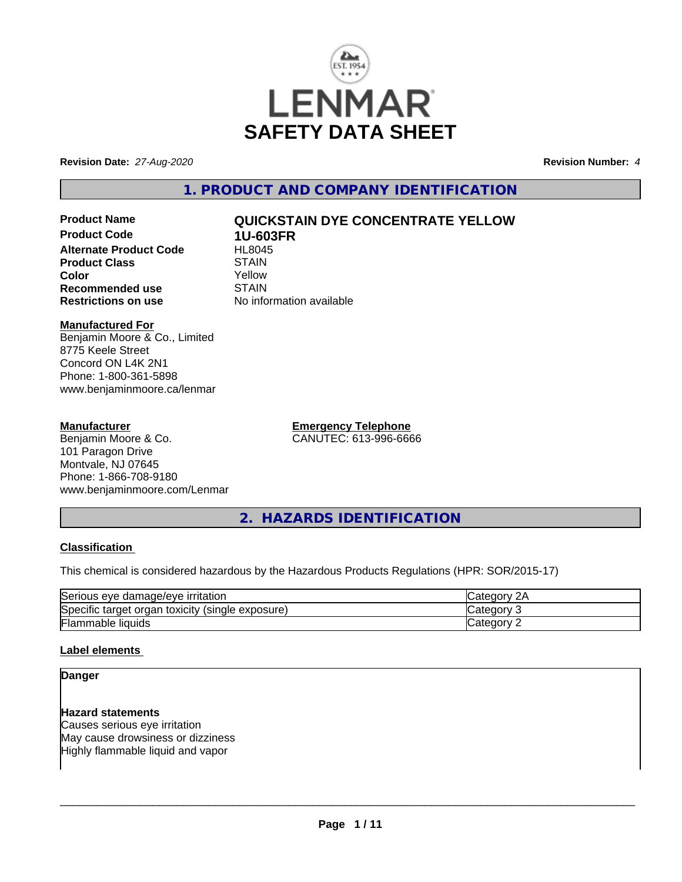# SAFETY DATA SHEET

**Revision Date:** *27-Aug-2020*

**Revision Number:** *4*

## 1. PRODUCT AND COMPANY IDENTIFICATION

| | |
|---|---|
| **Product Name** | **QUICKSTAIN DYE CONCENTRATE YELLOW** |
| **Product Code** | **1U-603FR** |
| **Alternate Product Code** | HL8045 |
| **Product Class** | STAIN |
| **Color** | Yellow |
| **Recommended use** | STAIN |
| **Restrictions on use** | No information available |

**Manufactured For**
Benjamin Moore & Co., Limited
8775 Keele Street
Concord ON L4K 2N1
Phone: 1-800-361-5898
www.benjaminmoore.ca/lenmar

**Manufacturer**
Benjamin Moore & Co.
101 Paragon Drive
Montvale, NJ 07645
Phone: 1-866-708-9180
www.benjaminmoore.com/Lenmar

**Emergency Telephone**
CANUTEC: 613-996-6666

## 2. HAZARDS IDENTIFICATION

### Classification

This chemical is considered hazardous by the Hazardous Products Regulations (HPR: SOR/2015-17)

| | |
|---|---|
| Serious eye damage/eye irritation | Category 2A |
| Specific target organ toxicity (single exposure) | Category 3 |
| Flammable liquids | Category 2 |

### Label elements

**Danger**

**Hazard statements**
Causes serious eye irritation
May cause drowsiness or dizziness
Highly flammable liquid and vapor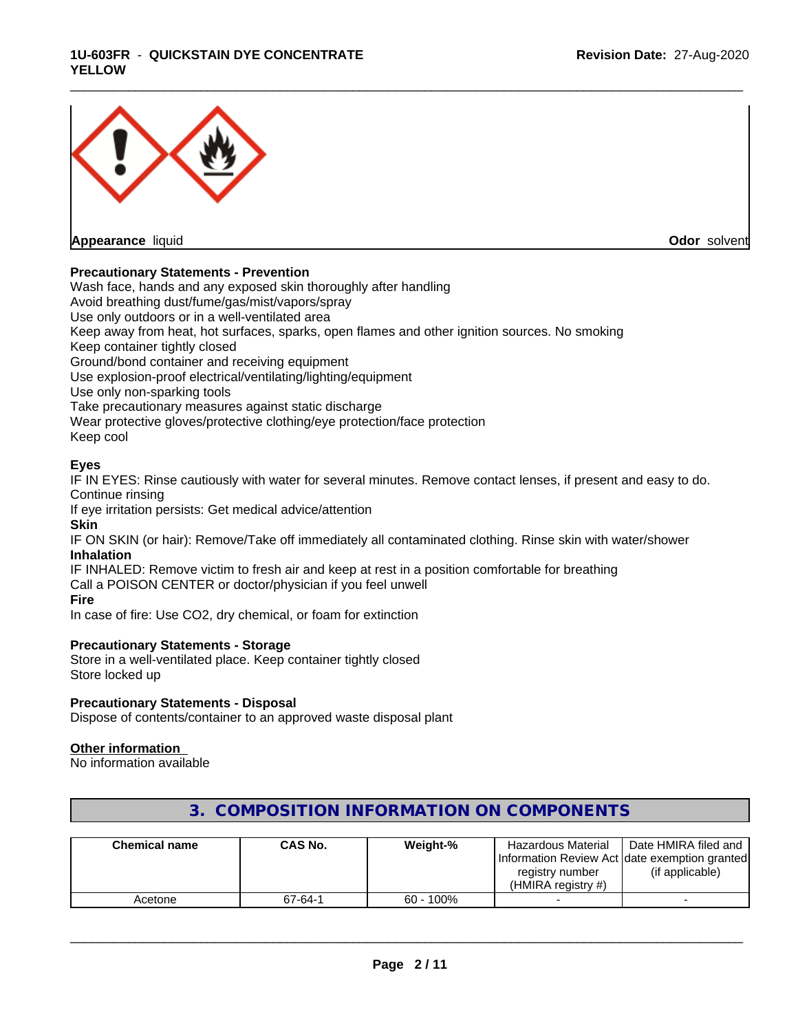**Appearance** liquid **Odor** solvent

**Precautionary Statements - Prevention**

Wash face, hands and any exposed skin thoroughly after handling
Avoid breathing dust/fume/gas/mist/vapors/spray
Use only outdoors or in a well-ventilated area
Keep away from heat, hot surfaces, sparks, open flames and other ignition sources. No smoking
Keep container tightly closed
Ground/bond container and receiving equipment
Use explosion-proof electrical/ventilating/lighting/equipment
Use only non-sparking tools
Take precautionary measures against static discharge
Wear protective gloves/protective clothing/eye protection/face protection
Keep cool

**Eyes**

IF IN EYES: Rinse cautiously with water for several minutes. Remove contact lenses, if present and easy to do. Continue rinsing
If eye irritation persists: Get medical advice/attention

**Skin**

IF ON SKIN (or hair): Remove/Take off immediately all contaminated clothing. Rinse skin with water/shower

**Inhalation**

IF INHALED: Remove victim to fresh air and keep at rest in a position comfortable for breathing
Call a POISON CENTER or doctor/physician if you feel unwell

**Fire**

In case of fire: Use CO2, dry chemical, or foam for extinction

**Precautionary Statements - Storage**

Store in a well-ventilated place. Keep container tightly closed
Store locked up

**Precautionary Statements - Disposal**

Dispose of contents/container to an approved waste disposal plant

**Other information**

No information available

## 3. COMPOSITION INFORMATION ON COMPONENTS

| Chemical name | CAS No. | Weight-% | Hazardous Material Information Review Act registry number (HMIRA registry #) | Date HMIRA filed and date exemption granted (if applicable) |
|---|---|---|---|---|
| Acetone | 67-64-1 | 60 - 100% | - | - |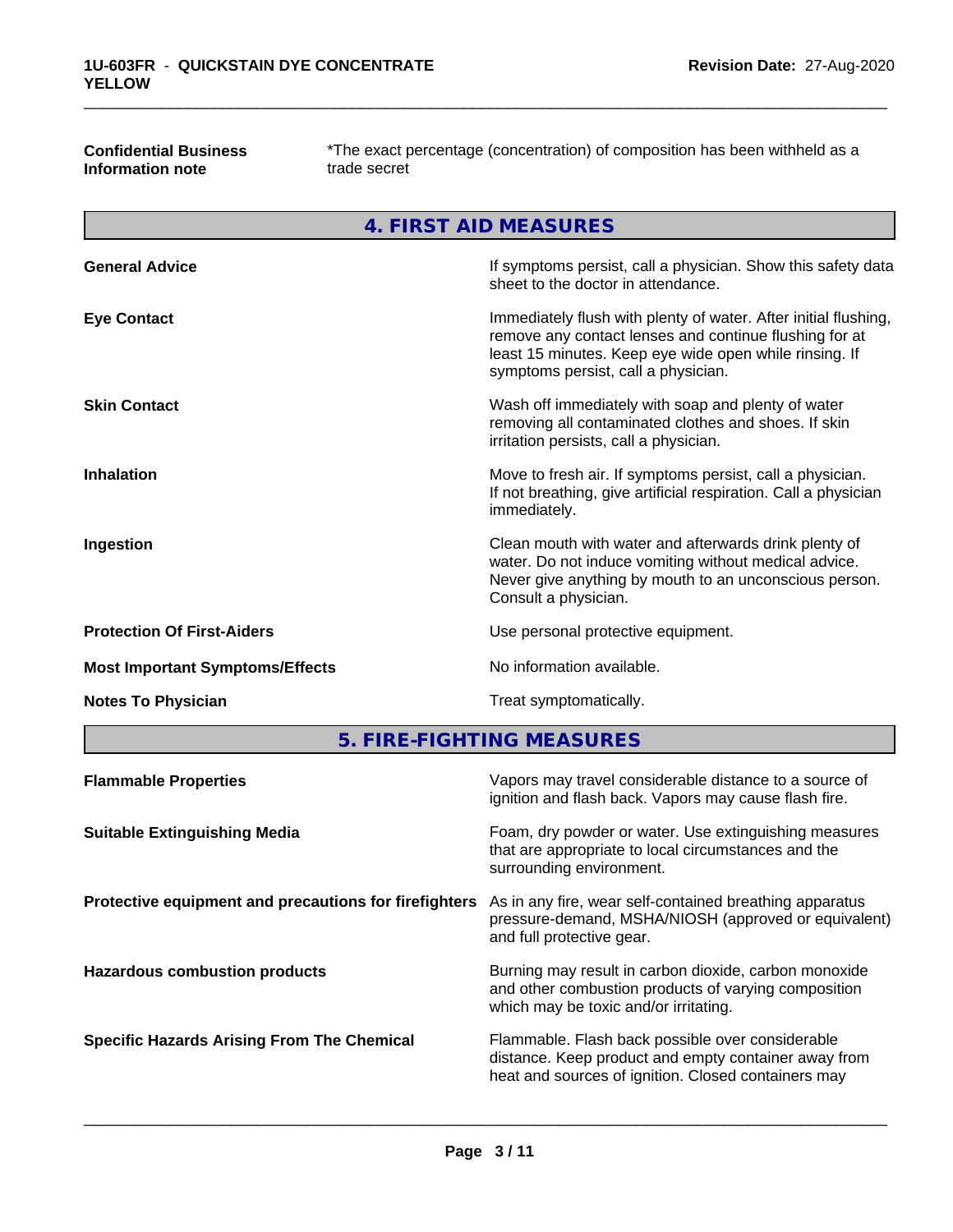| | |
|---|---|
| **Confidential Business Information note** | *The exact percentage (concentration) of composition has been withheld as a trade secret |

## 4. FIRST AID MEASURES

| | |
|---|---|
| **General Advice** | If symptoms persist, call a physician. Show this safety data sheet to the doctor in attendance. |
| **Eye Contact** | Immediately flush with plenty of water. After initial flushing, remove any contact lenses and continue flushing for at least 15 minutes. Keep eye wide open while rinsing. If symptoms persist, call a physician. |
| **Skin Contact** | Wash off immediately with soap and plenty of water removing all contaminated clothes and shoes. If skin irritation persists, call a physician. |
| **Inhalation** | Move to fresh air. If symptoms persist, call a physician. If not breathing, give artificial respiration. Call a physician immediately. |
| **Ingestion** | Clean mouth with water and afterwards drink plenty of water. Do not induce vomiting without medical advice. Never give anything by mouth to an unconscious person. Consult a physician. |
| **Protection Of First-Aiders** | Use personal protective equipment. |
| **Most Important Symptoms/Effects** | No information available. |
| **Notes To Physician** | Treat symptomatically. |

## 5. FIRE-FIGHTING MEASURES

| | |
|---|---|
| **Flammable Properties** | Vapors may travel considerable distance to a source of ignition and flash back. Vapors may cause flash fire. |
| **Suitable Extinguishing Media** | Foam, dry powder or water. Use extinguishing measures that are appropriate to local circumstances and the surrounding environment. |
| **Protective equipment and precautions for firefighters** | As in any fire, wear self-contained breathing apparatus pressure-demand, MSHA/NIOSH (approved or equivalent) and full protective gear. |
| **Hazardous combustion products** | Burning may result in carbon dioxide, carbon monoxide and other combustion products of varying composition which may be toxic and/or irritating. |
| **Specific Hazards Arising From The Chemical** | Flammable. Flash back possible over considerable distance. Keep product and empty container away from heat and sources of ignition. Closed containers may |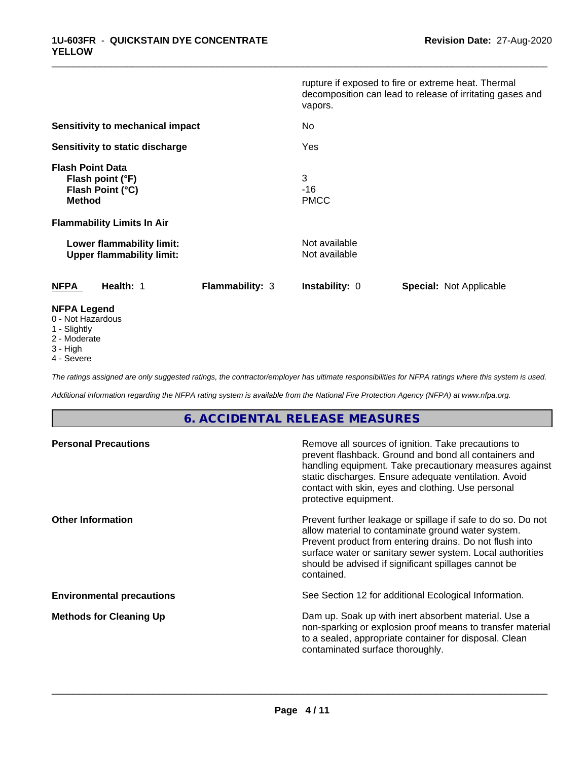| | |
|---|---|
| | rupture if exposed to fire or extreme heat. Thermal decomposition can lead to release of irritating gases and vapors. |
| **Sensitivity to mechanical impact** | No |
| **Sensitivity to static discharge** | Yes |
| **Flash Point Data** | |
| **Flash point (°F)** | 3 |
| **Flash Point (°C)** | -16 |
| **Method** | PMCC |
| **Flammability Limits In Air** | |
| **Lower flammability limit:** | Not available |
| **Upper flammability limit:** | Not available |

| **NFPA** | **Health:** 1 | **Flammability:** 3 | **Instability:** 0 | **Special:** Not Applicable |
|---|---|---|---|---|

**NFPA Legend**

0 - Not Hazardous
1 - Slightly
2 - Moderate
3 - High
4 - Severe

*The ratings assigned are only suggested ratings, the contractor/employer has ultimate responsibilities for NFPA ratings where this system is used.*

*Additional information regarding the NFPA rating system is available from the National Fire Protection Agency (NFPA) at www.nfpa.org.*

## 6. ACCIDENTAL RELEASE MEASURES

| | |
|---|---|
| **Personal Precautions** | Remove all sources of ignition. Take precautions to prevent flashback. Ground and bond all containers and handling equipment. Take precautionary measures against static discharges. Ensure adequate ventilation. Avoid contact with skin, eyes and clothing. Use personal protective equipment. |
| **Other Information** | Prevent further leakage or spillage if safe to do so. Do not allow material to contaminate ground water system. Prevent product from entering drains. Do not flush into surface water or sanitary sewer system. Local authorities should be advised if significant spillages cannot be contained. |
| **Environmental precautions** | See Section 12 for additional Ecological Information. |
| **Methods for Cleaning Up** | Dam up. Soak up with inert absorbent material. Use a non-sparking or explosion proof means to transfer material to a sealed, appropriate container for disposal. Clean contaminated surface thoroughly. |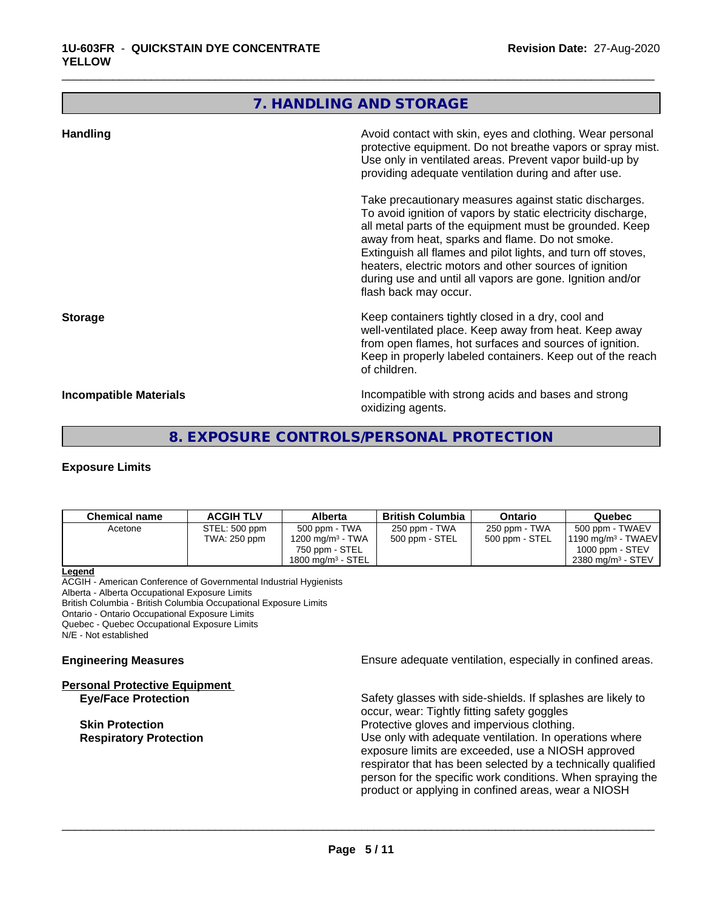## 7. HANDLING AND STORAGE

**Handling**

Avoid contact with skin, eyes and clothing. Wear personal protective equipment. Do not breathe vapors or spray mist. Use only in ventilated areas. Prevent vapor build-up by providing adequate ventilation during and after use.

Take precautionary measures against static discharges. To avoid ignition of vapors by static electricity discharge, all metal parts of the equipment must be grounded. Keep away from heat, sparks and flame. Do not smoke. Extinguish all flames and pilot lights, and turn off stoves, heaters, electric motors and other sources of ignition during use and until all vapors are gone. Ignition and/or flash back may occur.

**Storage**

Keep containers tightly closed in a dry, cool and well-ventilated place. Keep away from heat. Keep away from open flames, hot surfaces and sources of ignition. Keep in properly labeled containers. Keep out of the reach of children.

**Incompatible Materials**

Incompatible with strong acids and bases and strong oxidizing agents.

## 8. EXPOSURE CONTROLS/PERSONAL PROTECTION

**Exposure Limits**

| Chemical name | ACGIH TLV | Alberta | British Columbia | Ontario | Quebec |
|---|---|---|---|---|---|
| Acetone | STEL: 500 ppm<br>TWA: 250 ppm | 500 ppm - TWA<br>1200 mg/m³ - TWA<br>750 ppm - STEL<br>1800 mg/m³ - STEL | 250 ppm - TWA<br>500 ppm - STEL | 250 ppm - TWA<br>500 ppm - STEL | 500 ppm - TWAEV<br>1190 mg/m³ - TWAEV<br>1000 ppm - STEV<br>2380 mg/m³ - STEV |

**Legend**

ACGIH - American Conference of Governmental Industrial Hygienists
Alberta - Alberta Occupational Exposure Limits
British Columbia - British Columbia Occupational Exposure Limits
Ontario - Ontario Occupational Exposure Limits
Quebec - Quebec Occupational Exposure Limits
N/E - Not established

**Engineering Measures**

Ensure adequate ventilation, especially in confined areas.

**Personal Protective Equipment**

**Eye/Face Protection**
Safety glasses with side-shields. If splashes are likely to occur, wear: Tightly fitting safety goggles

**Skin Protection**
Protective gloves and impervious clothing.

**Respiratory Protection**
Use only with adequate ventilation. In operations where exposure limits are exceeded, use a NIOSH approved respirator that has been selected by a technically qualified person for the specific work conditions. When spraying the product or applying in confined areas, wear a NIOSH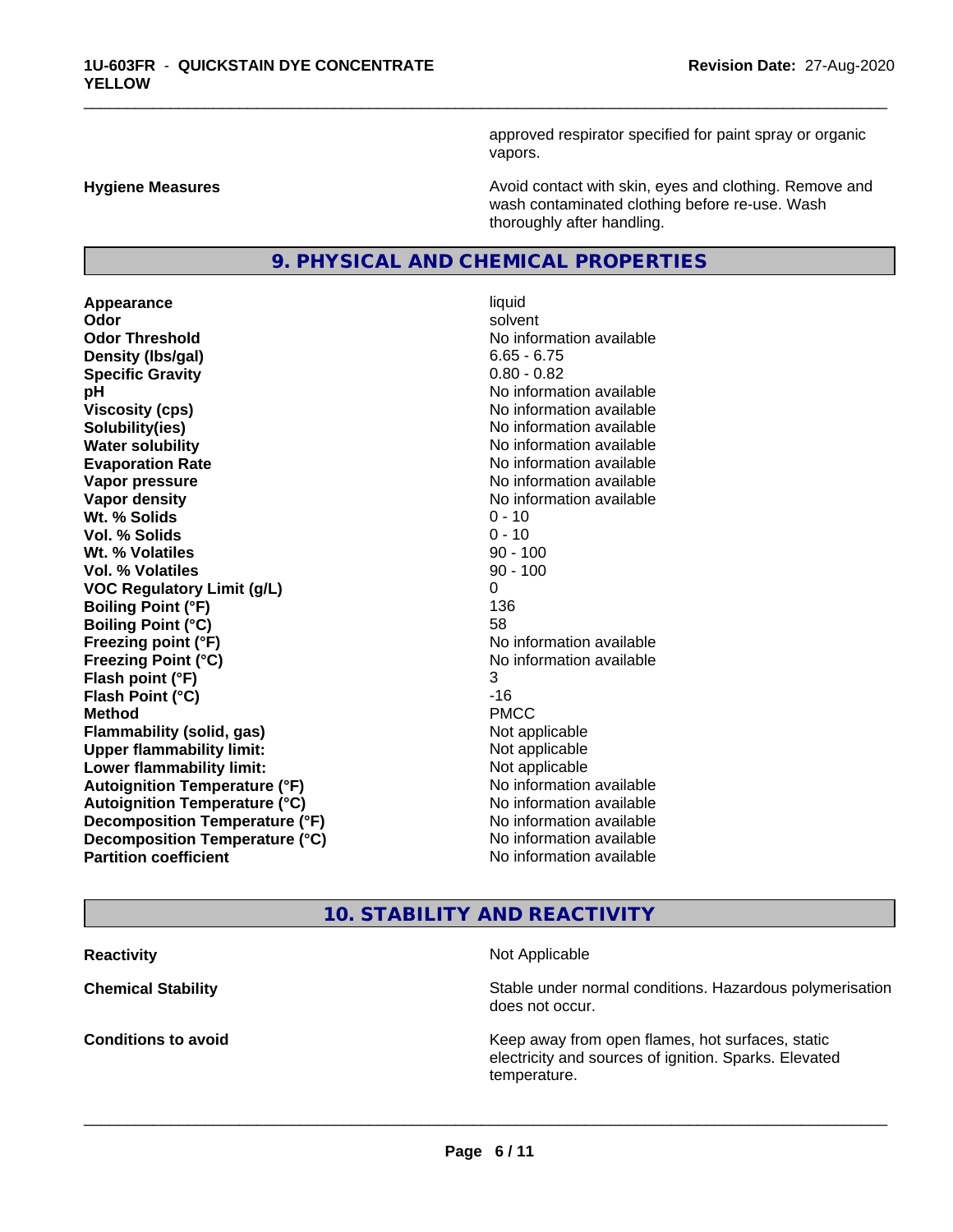approved respirator specified for paint spray or organic vapors.

| | |
|---|---|
| **Hygiene Measures** | Avoid contact with skin, eyes and clothing. Remove and wash contaminated clothing before re-use. Wash thoroughly after handling. |

## 9. PHYSICAL AND CHEMICAL PROPERTIES

| | |
|---|---|
| **Appearance** | liquid |
| **Odor** | solvent |
| **Odor Threshold** | No information available |
| **Density (lbs/gal)** | 6.65 - 6.75 |
| **Specific Gravity** | 0.80 - 0.82 |
| **pH** | No information available |
| **Viscosity (cps)** | No information available |
| **Solubility(ies)** | No information available |
| **Water solubility** | No information available |
| **Evaporation Rate** | No information available |
| **Vapor pressure** | No information available |
| **Vapor density** | No information available |
| **Wt. % Solids** | 0 - 10 |
| **Vol. % Solids** | 0 - 10 |
| **Wt. % Volatiles** | 90 - 100 |
| **Vol. % Volatiles** | 90 - 100 |
| **VOC Regulatory Limit (g/L)** | 0 |
| **Boiling Point (°F)** | 136 |
| **Boiling Point (°C)** | 58 |
| **Freezing point (°F)** | No information available |
| **Freezing Point (°C)** | No information available |
| **Flash point (°F)** | 3 |
| **Flash Point (°C)** | -16 |
| **Method** | PMCC |
| **Flammability (solid, gas)** | Not applicable |
| **Upper flammability limit:** | Not applicable |
| **Lower flammability limit:** | Not applicable |
| **Autoignition Temperature (°F)** | No information available |
| **Autoignition Temperature (°C)** | No information available |
| **Decomposition Temperature (°F)** | No information available |
| **Decomposition Temperature (°C)** | No information available |
| **Partition coefficient** | No information available |

## 10. STABILITY AND REACTIVITY

| | |
|---|---|
| **Reactivity** | Not Applicable |
| **Chemical Stability** | Stable under normal conditions. Hazardous polymerisation does not occur. |
| **Conditions to avoid** | Keep away from open flames, hot surfaces, static electricity and sources of ignition. Sparks. Elevated temperature. |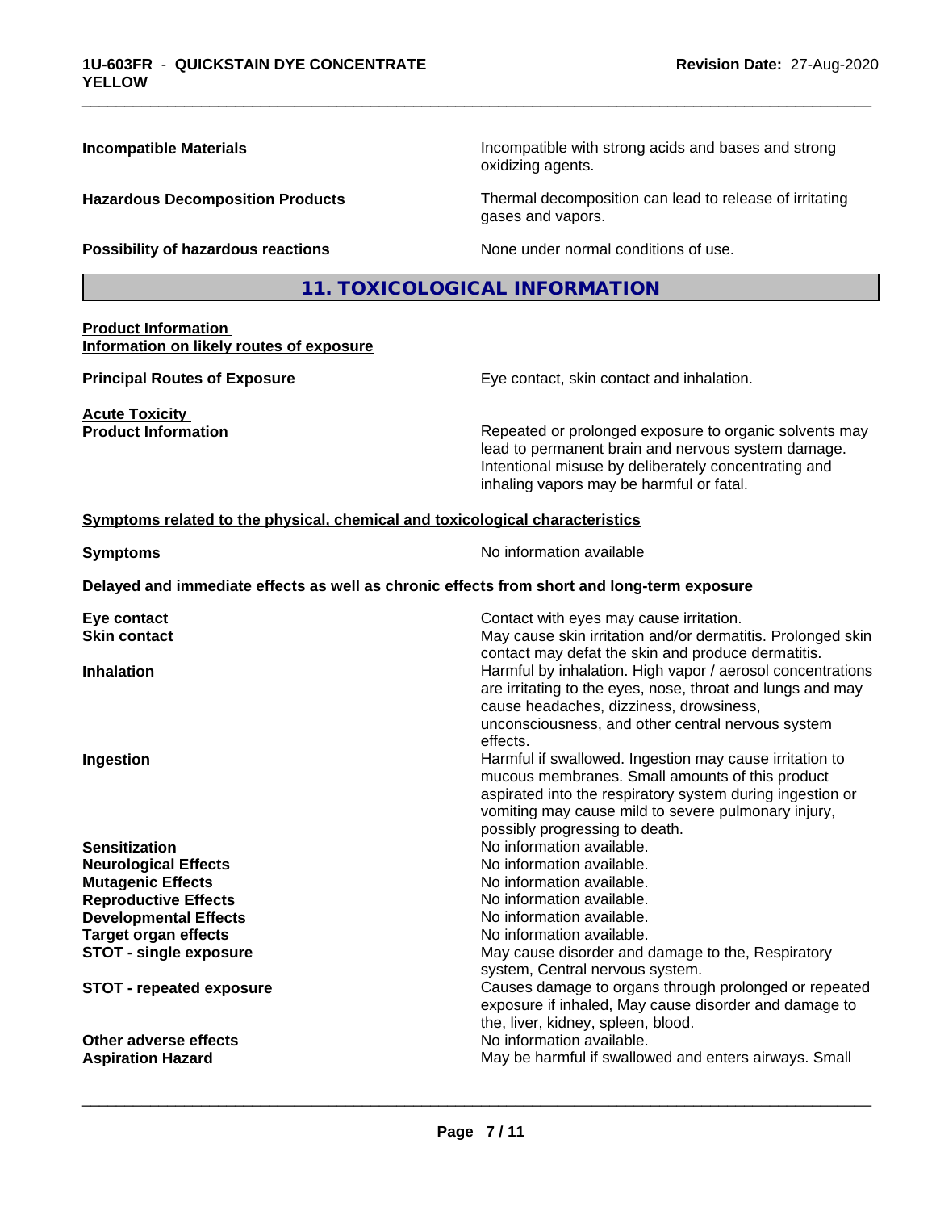**Incompatible Materials** — Incompatible with strong acids and bases and strong oxidizing agents.

**Hazardous Decomposition Products** — Thermal decomposition can lead to release of irritating gases and vapors.

**Possibility of hazardous reactions** — None under normal conditions of use.

## 11. TOXICOLOGICAL INFORMATION

**Product Information**
**Information on likely routes of exposure**

**Principal Routes of Exposure** — Eye contact, skin contact and inhalation.

**Acute Toxicity**
**Product Information** — Repeated or prolonged exposure to organic solvents may lead to permanent brain and nervous system damage. Intentional misuse by deliberately concentrating and inhaling vapors may be harmful or fatal.

**Symptoms related to the physical, chemical and toxicological characteristics**

**Symptoms** — No information available

**Delayed and immediate effects as well as chronic effects from short and long-term exposure**

**Eye contact** — Contact with eyes may cause irritation.
**Skin contact** — May cause skin irritation and/or dermatitis. Prolonged skin contact may defat the skin and produce dermatitis.
**Inhalation** — Harmful by inhalation. High vapor / aerosol concentrations are irritating to the eyes, nose, throat and lungs and may cause headaches, dizziness, drowsiness, unconsciousness, and other central nervous system effects.
**Ingestion** — Harmful if swallowed. Ingestion may cause irritation to mucous membranes. Small amounts of this product aspirated into the respiratory system during ingestion or vomiting may cause mild to severe pulmonary injury, possibly progressing to death.
**Sensitization** — No information available.
**Neurological Effects** — No information available.
**Mutagenic Effects** — No information available.
**Reproductive Effects** — No information available.
**Developmental Effects** — No information available.
**Target organ effects** — No information available.
**STOT - single exposure** — May cause disorder and damage to the, Respiratory system, Central nervous system.
**STOT - repeated exposure** — Causes damage to organs through prolonged or repeated exposure if inhaled, May cause disorder and damage to the, liver, kidney, spleen, blood.
**Other adverse effects** — No information available.
**Aspiration Hazard** — May be harmful if swallowed and enters airways. Small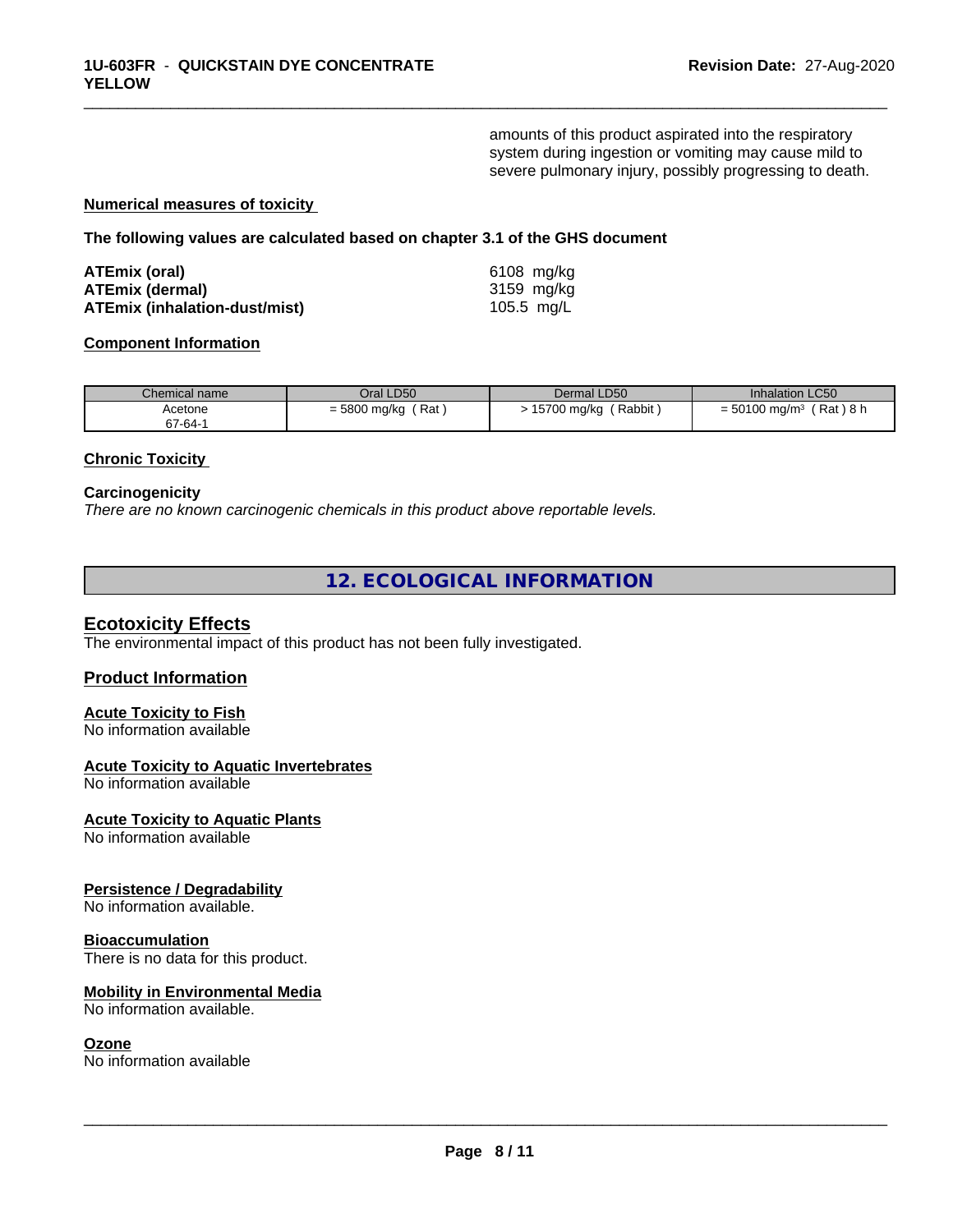amounts of this product aspirated into the respiratory system during ingestion or vomiting may cause mild to severe pulmonary injury, possibly progressing to death.

**Numerical measures of toxicity**

**The following values are calculated based on chapter 3.1 of the GHS document**

| | |
|---|---|
| **ATEmix (oral)** | 6108 mg/kg |
| **ATEmix (dermal)** | 3159 mg/kg |
| **ATEmix (inhalation-dust/mist)** | 105.5 mg/L |

**Component Information**

| Chemical name | Oral LD50 | Dermal LD50 | Inhalation LC50 |
|---|---|---|---|
| Acetone<br>67-64-1 | = 5800 mg/kg ( Rat ) | > 15700 mg/kg ( Rabbit ) | = 50100 mg/m³ ( Rat ) 8 h |

**Chronic Toxicity**

**Carcinogenicity**

*There are no known carcinogenic chemicals in this product above reportable levels.*

# 12. ECOLOGICAL INFORMATION

## Ecotoxicity Effects

The environmental impact of this product has not been fully investigated.

## Product Information

**Acute Toxicity to Fish**

No information available

**Acute Toxicity to Aquatic Invertebrates**

No information available

**Acute Toxicity to Aquatic Plants**

No information available

**Persistence / Degradability**

No information available.

**Bioaccumulation**

There is no data for this product.

**Mobility in Environmental Media**

No information available.

**Ozone**

No information available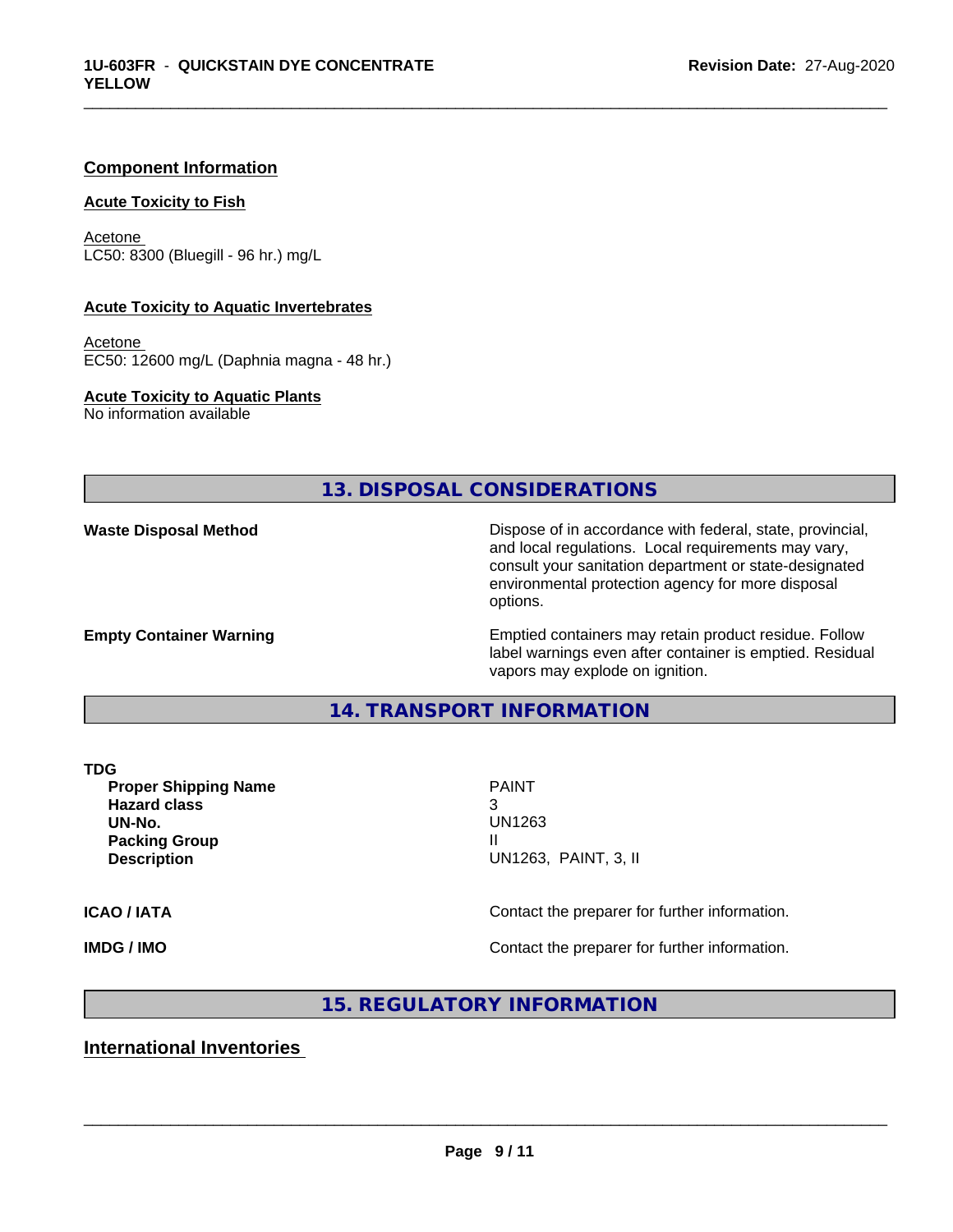## Component Information

### Acute Toxicity to Fish

Acetone
LC50: 8300 (Bluegill - 96 hr.) mg/L

### Acute Toxicity to Aquatic Invertebrates

Acetone
EC50: 12600 mg/L (Daphnia magna - 48 hr.)

### Acute Toxicity to Aquatic Plants

No information available

## 13. DISPOSAL CONSIDERATIONS

**Waste Disposal Method**
Dispose of in accordance with federal, state, provincial, and local regulations. Local requirements may vary, consult your sanitation department or state-designated environmental protection agency for more disposal options.

**Empty Container Warning**
Emptied containers may retain product residue. Follow label warnings even after container is emptied. Residual vapors may explode on ignition.

## 14. TRANSPORT INFORMATION

**TDG**

| | |
|---|---|
| **Proper Shipping Name** | PAINT |
| **Hazard class** | 3 |
| **UN-No.** | UN1263 |
| **Packing Group** | II |
| **Description** | UN1263, PAINT, 3, II |

**ICAO / IATA**
Contact the preparer for further information.

**IMDG / IMO**
Contact the preparer for further information.

## 15. REGULATORY INFORMATION

### International Inventories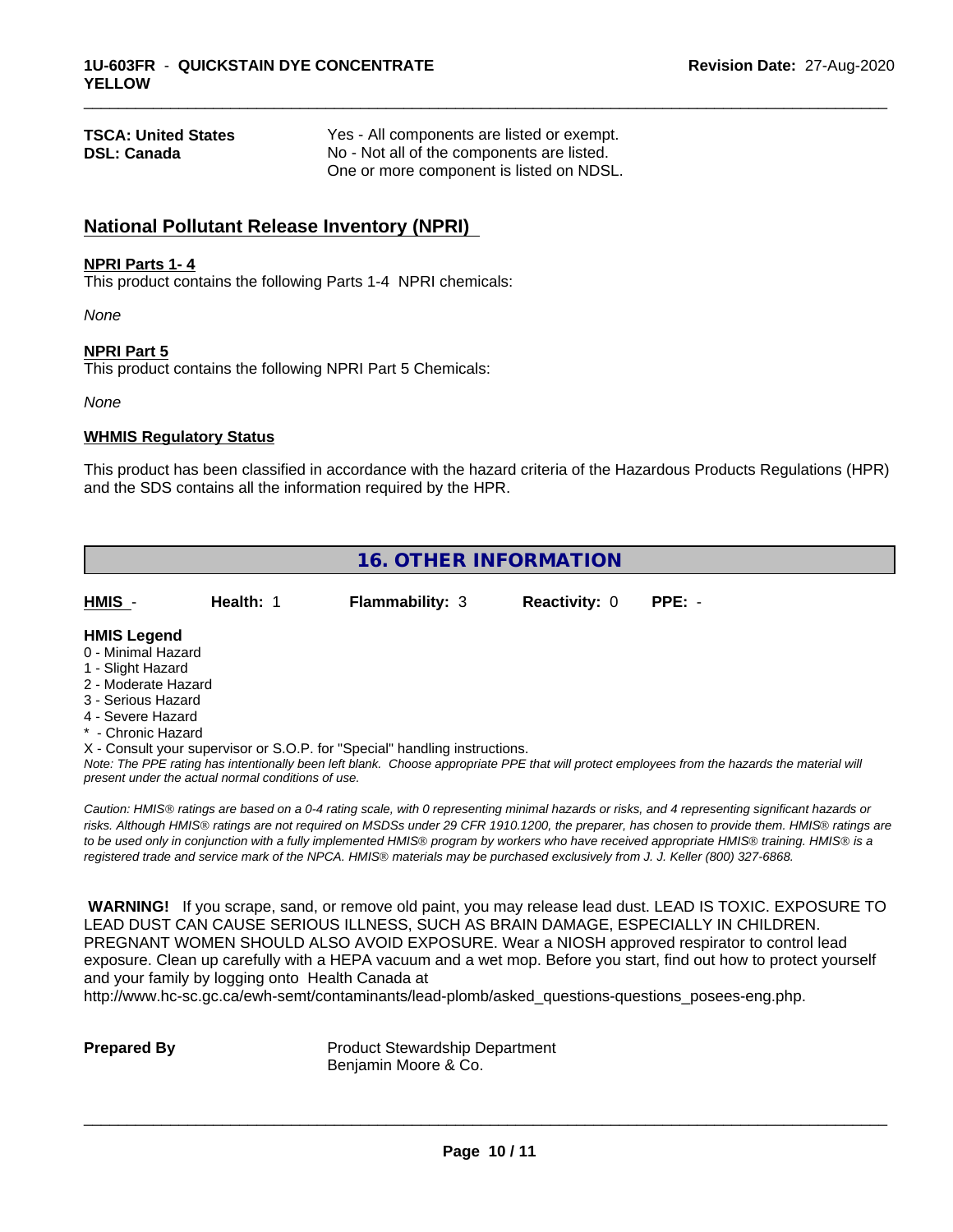| | |
|---|---|
| **TSCA: United States** | Yes - All components are listed or exempt. |
| **DSL: Canada** | No - Not all of the components are listed.<br>One or more component is listed on NDSL. |

## National Pollutant Release Inventory (NPRI)

**NPRI Parts 1- 4**

This product contains the following Parts 1-4 NPRI chemicals:

*None*

**NPRI Part 5**

This product contains the following NPRI Part 5 Chemicals:

*None*

**WHMIS Regulatory Status**

This product has been classified in accordance with the hazard criteria of the Hazardous Products Regulations (HPR) and the SDS contains all the information required by the HPR.

## 16. OTHER INFORMATION

| HMIS - | Health: 1 | Flammability: 3 | Reactivity: 0 | PPE: - |
|---|---|---|---|---|

**HMIS Legend**

0 - Minimal Hazard
1 - Slight Hazard
2 - Moderate Hazard
3 - Serious Hazard
4 - Severe Hazard
* - Chronic Hazard
X - Consult your supervisor or S.O.P. for "Special" handling instructions.

*Note: The PPE rating has intentionally been left blank. Choose appropriate PPE that will protect employees from the hazards the material will present under the actual normal conditions of use.*

*Caution: HMIS® ratings are based on a 0-4 rating scale, with 0 representing minimal hazards or risks, and 4 representing significant hazards or risks. Although HMIS® ratings are not required on MSDSs under 29 CFR 1910.1200, the preparer, has chosen to provide them. HMIS® ratings are to be used only in conjunction with a fully implemented HMIS® program by workers who have received appropriate HMIS® training. HMIS® is a registered trade and service mark of the NPCA. HMIS® materials may be purchased exclusively from J. J. Keller (800) 327-6868.*

**WARNING!** If you scrape, sand, or remove old paint, you may release lead dust. LEAD IS TOXIC. EXPOSURE TO LEAD DUST CAN CAUSE SERIOUS ILLNESS, SUCH AS BRAIN DAMAGE, ESPECIALLY IN CHILDREN. PREGNANT WOMEN SHOULD ALSO AVOID EXPOSURE. Wear a NIOSH approved respirator to control lead exposure. Clean up carefully with a HEPA vacuum and a wet mop. Before you start, find out how to protect yourself and your family by logging onto Health Canada at http://www.hc-sc.gc.ca/ewh-semt/contaminants/lead-plomb/asked_questions-questions_posees-eng.php.

| | |
|---|---|
| **Prepared By** | Product Stewardship Department<br>Benjamin Moore & Co. |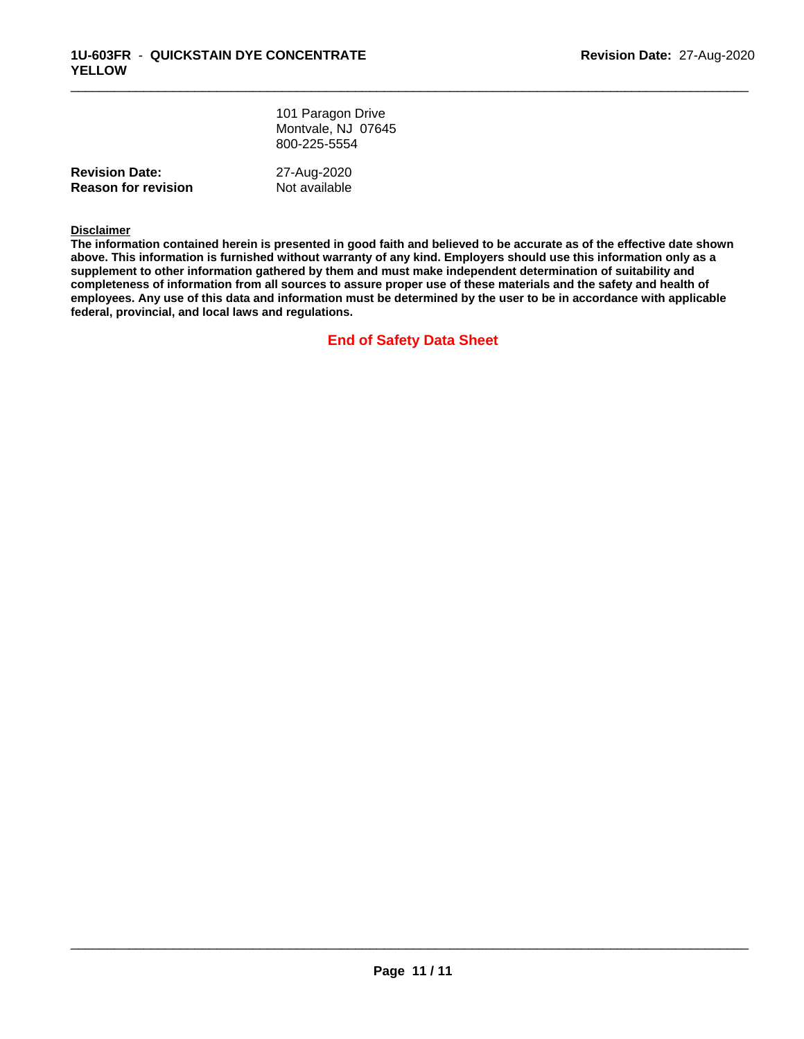101 Paragon Drive
Montvale, NJ 07645
800-225-5554

| | |
|---|---|
| **Revision Date:** | 27-Aug-2020 |
| **Reason for revision** | Not available |

**Disclaimer**

**The information contained herein is presented in good faith and believed to be accurate as of the effective date shown above. This information is furnished without warranty of any kind. Employers should use this information only as a supplement to other information gathered by them and must make independent determination of suitability and completeness of information from all sources to assure proper use of these materials and the safety and health of employees. Any use of this data and information must be determined by the user to be in accordance with applicable federal, provincial, and local laws and regulations.**

**End of Safety Data Sheet**